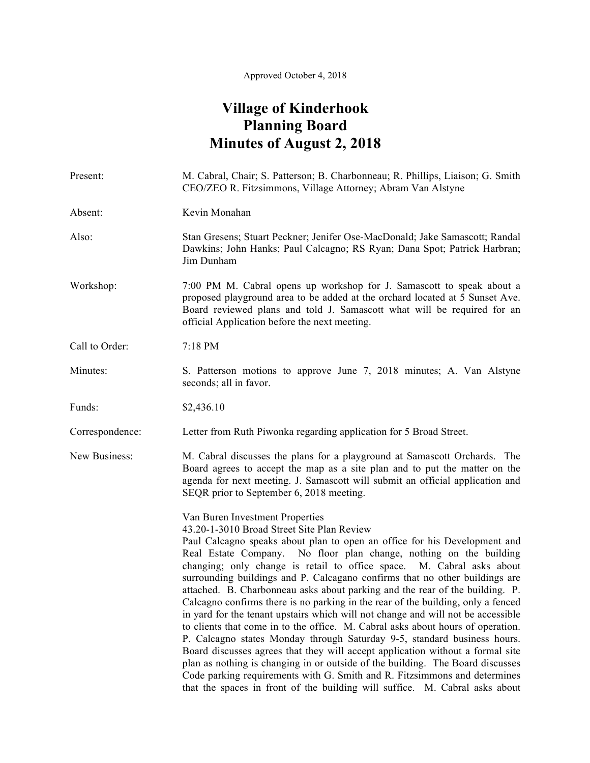Approved October 4, 2018

# Village of Kinderhook
# Planning Board
# Minutes of August 2, 2018

**Present:** M. Cabral, Chair; S. Patterson; B. Charbonneau; R. Phillips, Liaison; G. Smith CEO/ZEO R. Fitzsimmons, Village Attorney; Abram Van Alstyne

**Absent:** Kevin Monahan

**Also:** Stan Gresens; Stuart Peckner; Jenifer Ose-MacDonald; Jake Samascott; Randal Dawkins; John Hanks; Paul Calcagno; RS Ryan; Dana Spot; Patrick Harbran; Jim Dunham

**Workshop:** 7:00 PM M. Cabral opens up workshop for J. Samascott to speak about a proposed playground area to be added at the orchard located at 5 Sunset Ave. Board reviewed plans and told J. Samascott what will be required for an official Application before the next meeting.

**Call to Order:** 7:18 PM

**Minutes:** S. Patterson motions to approve June 7, 2018 minutes; A. Van Alstyne seconds; all in favor.

**Funds:** $2,436.10

**Correspondence:** Letter from Ruth Piwonka regarding application for 5 Broad Street.

**New Business:** M. Cabral discusses the plans for a playground at Samascott Orchards. The Board agrees to accept the map as a site plan and to put the matter on the agenda for next meeting. J. Samascott will submit an official application and SEQR prior to September 6, 2018 meeting.

Van Buren Investment Properties
43.20-1-3010 Broad Street Site Plan Review
Paul Calcagno speaks about plan to open an office for his Development and Real Estate Company. No floor plan change, nothing on the building changing; only change is retail to office space. M. Cabral asks about surrounding buildings and P. Calcagano confirms that no other buildings are attached. B. Charbonneau asks about parking and the rear of the building. P. Calcagno confirms there is no parking in the rear of the building, only a fenced in yard for the tenant upstairs which will not change and will not be accessible to clients that come in to the office. M. Cabral asks about hours of operation. P. Calcagno states Monday through Saturday 9-5, standard business hours. Board discusses agrees that they will accept application without a formal site plan as nothing is changing in or outside of the building. The Board discusses Code parking requirements with G. Smith and R. Fitzsimmons and determines that the spaces in front of the building will suffice. M. Cabral asks about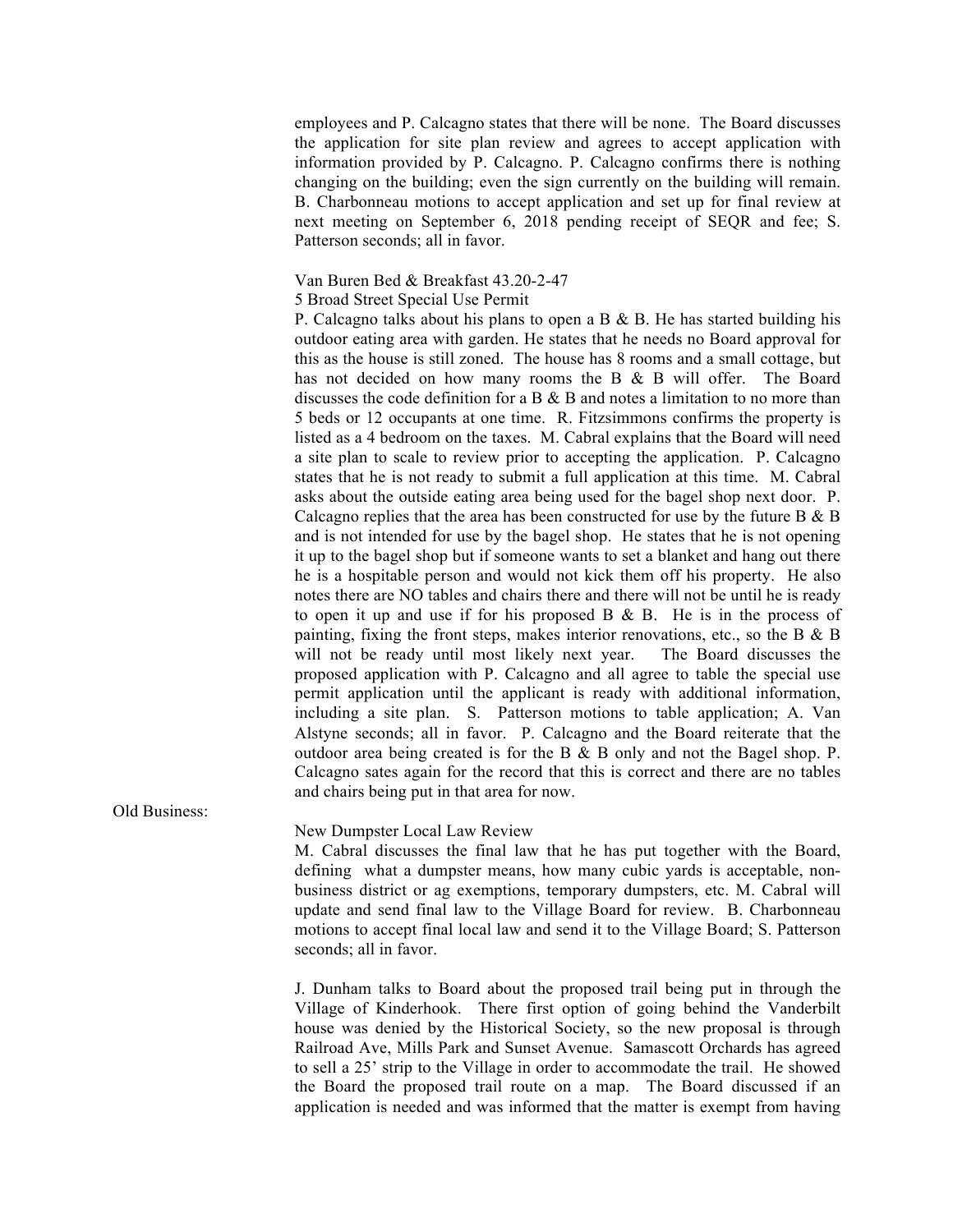employees and P. Calcagno states that there will be none. The Board discusses the application for site plan review and agrees to accept application with information provided by P. Calcagno. P. Calcagno confirms there is nothing changing on the building; even the sign currently on the building will remain. B. Charbonneau motions to accept application and set up for final review at next meeting on September 6, 2018 pending receipt of SEQR and fee; S. Patterson seconds; all in favor.

Van Buren Bed & Breakfast 43.20-2-47
5 Broad Street Special Use Permit
P. Calcagno talks about his plans to open a B & B. He has started building his outdoor eating area with garden. He states that he needs no Board approval for this as the house is still zoned. The house has 8 rooms and a small cottage, but has not decided on how many rooms the B & B will offer. The Board discusses the code definition for a B & B and notes a limitation to no more than 5 beds or 12 occupants at one time. R. Fitzsimmons confirms the property is listed as a 4 bedroom on the taxes. M. Cabral explains that the Board will need a site plan to scale to review prior to accepting the application. P. Calcagno states that he is not ready to submit a full application at this time. M. Cabral asks about the outside eating area being used for the bagel shop next door. P. Calcagno replies that the area has been constructed for use by the future B & B and is not intended for use by the bagel shop. He states that he is not opening it up to the bagel shop but if someone wants to set a blanket and hang out there he is a hospitable person and would not kick them off his property. He also notes there are NO tables and chairs there and there will not be until he is ready to open it up and use if for his proposed B & B. He is in the process of painting, fixing the front steps, makes interior renovations, etc., so the B & B will not be ready until most likely next year. The Board discusses the proposed application with P. Calcagno and all agree to table the special use permit application until the applicant is ready with additional information, including a site plan. S. Patterson motions to table application; A. Van Alstyne seconds; all in favor. P. Calcagno and the Board reiterate that the outdoor area being created is for the B & B only and not the Bagel shop. P. Calcagno sates again for the record that this is correct and there are no tables and chairs being put in that area for now.

Old Business:

New Dumpster Local Law Review
M. Cabral discusses the final law that he has put together with the Board, defining what a dumpster means, how many cubic yards is acceptable, non-business district or ag exemptions, temporary dumpsters, etc. M. Cabral will update and send final law to the Village Board for review. B. Charbonneau motions to accept final local law and send it to the Village Board; S. Patterson seconds; all in favor.

J. Dunham talks to Board about the proposed trail being put in through the Village of Kinderhook. There first option of going behind the Vanderbilt house was denied by the Historical Society, so the new proposal is through Railroad Ave, Mills Park and Sunset Avenue. Samascott Orchards has agreed to sell a 25' strip to the Village in order to accommodate the trail. He showed the Board the proposed trail route on a map. The Board discussed if an application is needed and was informed that the matter is exempt from having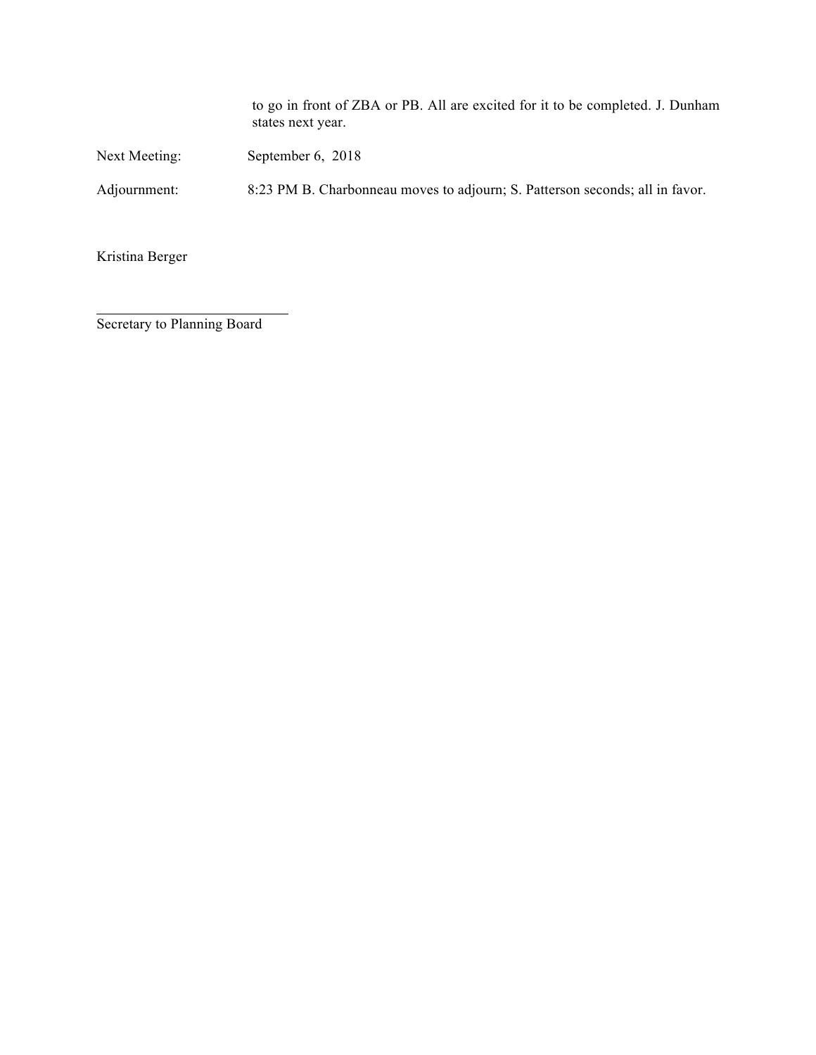to go in front of ZBA or PB. All are excited for it to be completed. J. Dunham states next year.

Next Meeting: September 6, 2018

Adjournment: 8:23 PM B. Charbonneau moves to adjourn; S. Patterson seconds; all in favor.

Kristina Berger

_____________________________
Secretary to Planning Board